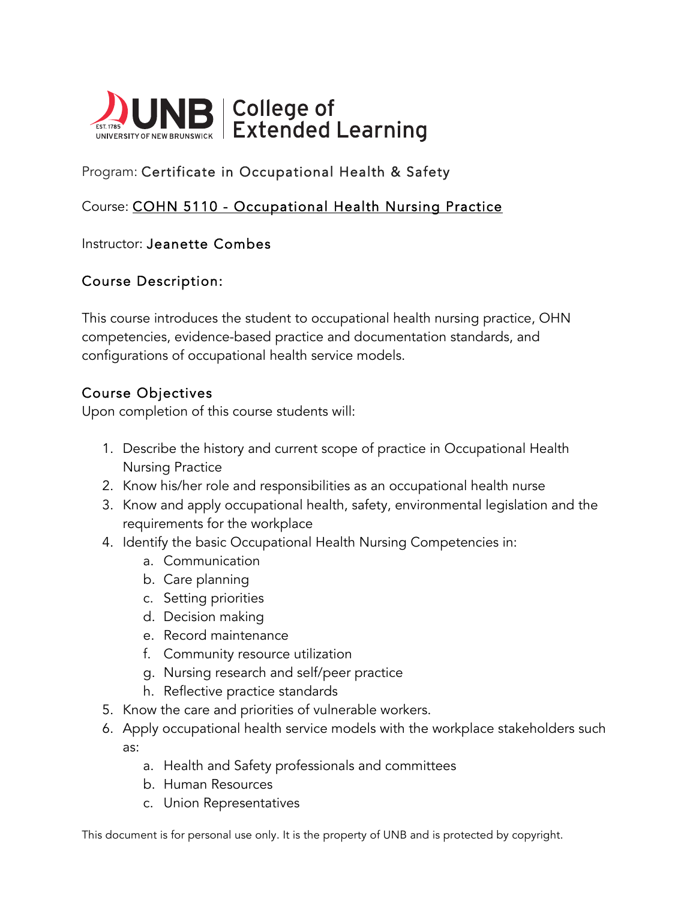UNB | College of Extended Learning

Program: Certificate in Occupational Health & Safety

Course: COHN 5110 - Occupational Health Nursing Practice

Instructor: Jeanette Combes

## Course Description:

This course introduces the student to occupational health nursing practice, OHN competencies, evidence-based practice and documentation standards, and configurations of occupational health service models.

## Course Objectives

Upon completion of this course students will:

1. Describe the history and current scope of practice in Occupational Health Nursing Practice
2. Know his/her role and responsibilities as an occupational health nurse
3. Know and apply occupational health, safety, environmental legislation and the requirements for the workplace
4. Identify the basic Occupational Health Nursing Competencies in:
    a. Communication
    b. Care planning
    c. Setting priorities
    d. Decision making
    e. Record maintenance
    f. Community resource utilization
    g. Nursing research and self/peer practice
    h. Reflective practice standards
5. Know the care and priorities of vulnerable workers.
6. Apply occupational health service models with the workplace stakeholders such as:
    a. Health and Safety professionals and committees
    b. Human Resources
    c. Union Representatives

This document is for personal use only. It is the property of UNB and is protected by copyright.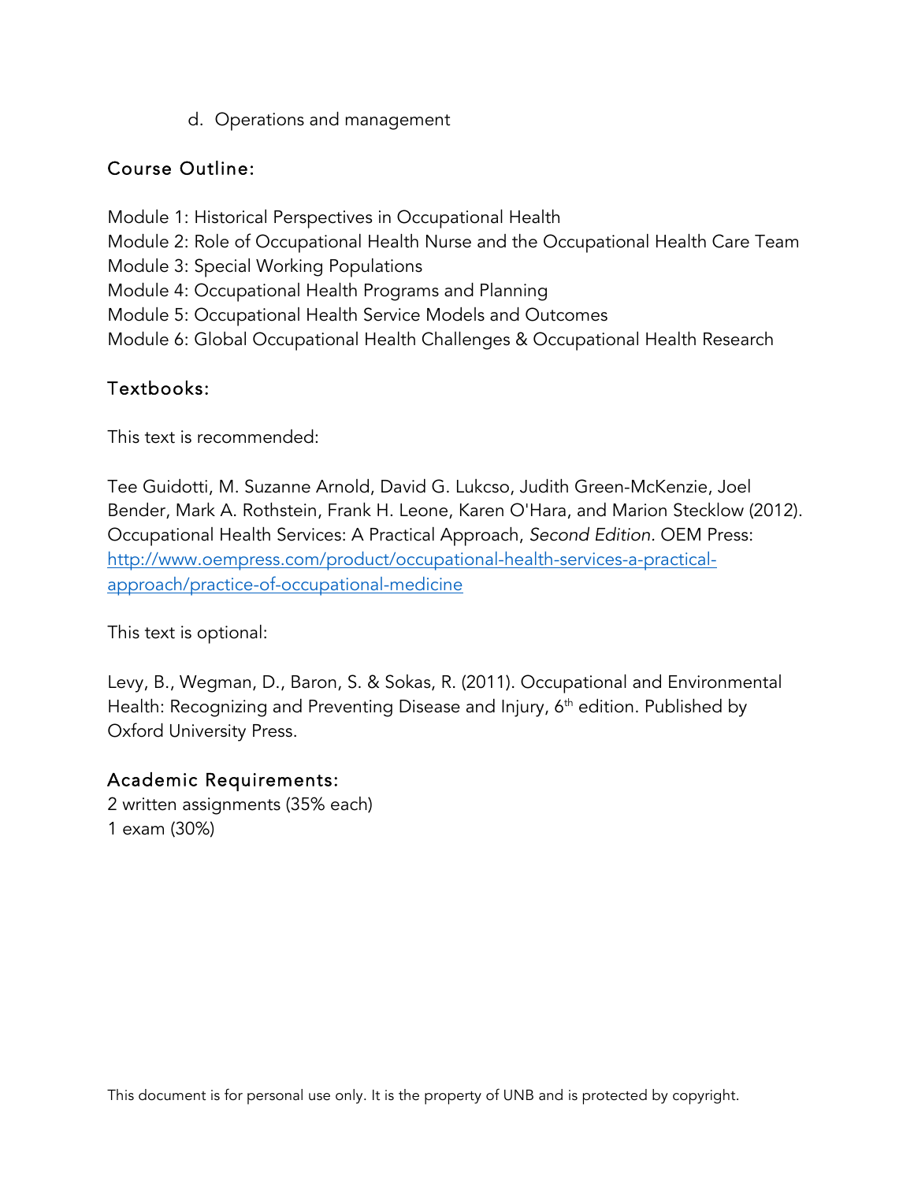d. Operations and management

## Course Outline:

Module 1: Historical Perspectives in Occupational Health
Module 2: Role of Occupational Health Nurse and the Occupational Health Care Team
Module 3: Special Working Populations
Module 4: Occupational Health Programs and Planning
Module 5: Occupational Health Service Models and Outcomes
Module 6: Global Occupational Health Challenges & Occupational Health Research

## Textbooks:

This text is recommended:

Tee Guidotti, M. Suzanne Arnold, David G. Lukcso, Judith Green-McKenzie, Joel Bender, Mark A. Rothstein, Frank H. Leone, Karen O'Hara, and Marion Stecklow (2012). Occupational Health Services: A Practical Approach, *Second Edition.* OEM Press: [http://www.oempress.com/product/occupational-health-services-a-practical-approach/practice-of-occupational-medicine](http://www.oempress.com/product/occupational-health-services-a-practical-approach/practice-of-occupational-medicine)

This text is optional:

Levy, B., Wegman, D., Baron, S. & Sokas, R. (2011). Occupational and Environmental Health: Recognizing and Preventing Disease and Injury, 6th edition. Published by Oxford University Press.

## Academic Requirements:

2 written assignments (35% each)
1 exam (30%)

This document is for personal use only. It is the property of UNB and is protected by copyright.